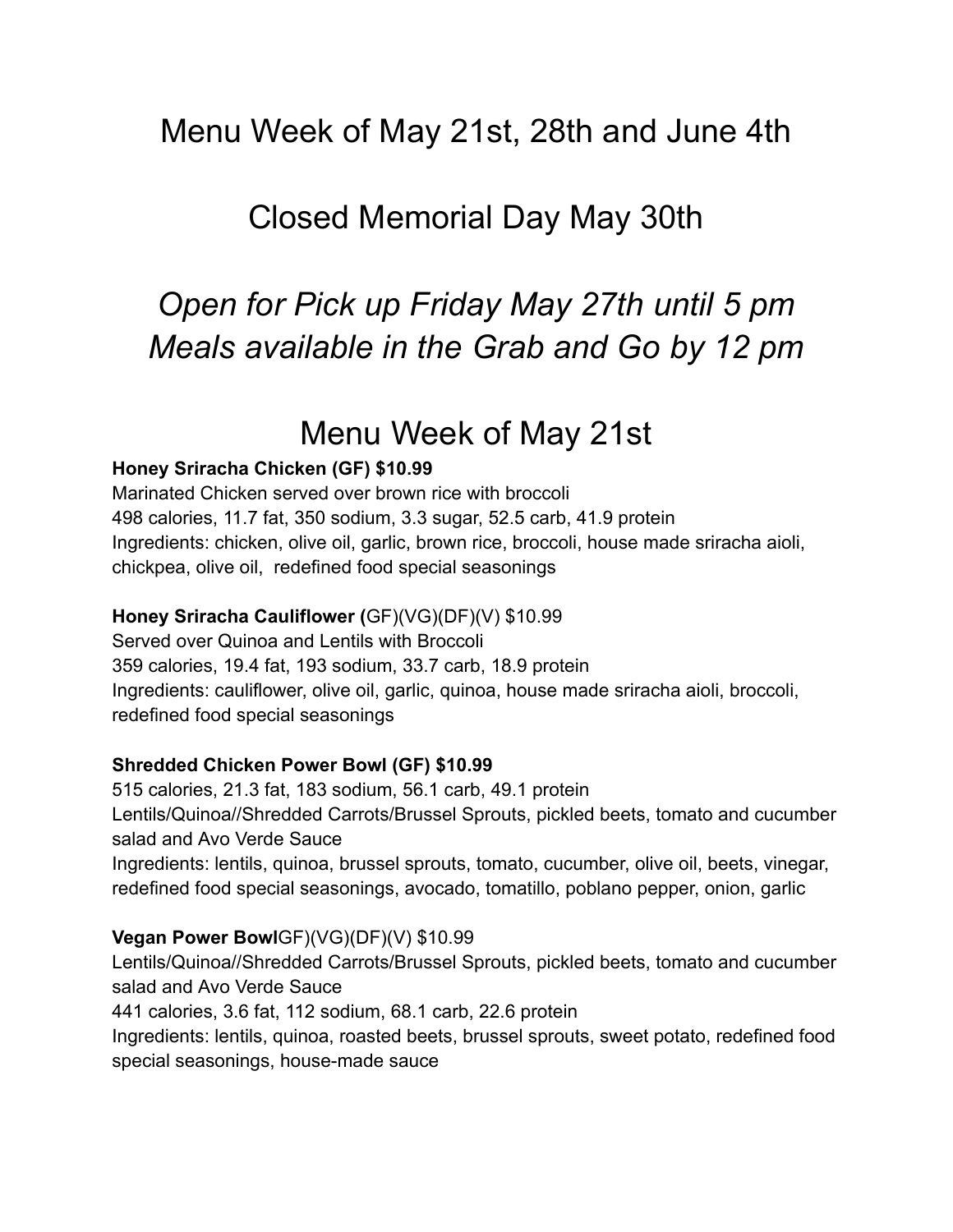# Menu Week of May 21st, 28th and June 4th

# Closed Memorial Day May 30th

# *Open for Pick up Friday May 27th until 5 pm Meals available in the Grab and Go by 12 pm*

## Menu Week of May 21st

**Honey Sriracha Chicken (GF) $10.99**
Marinated Chicken served over brown rice with broccoli
498 calories, 11.7 fat, 350 sodium, 3.3 sugar, 52.5 carb, 41.9 protein
Ingredients: chicken, olive oil, garlic, brown rice, broccoli, house made sriracha aioli, chickpea, olive oil, redefined food special seasonings

**Honey Sriracha Cauliflower (**GF)(VG)(DF)(V) $10.99
Served over Quinoa and Lentils with Broccoli
359 calories, 19.4 fat, 193 sodium, 33.7 carb, 18.9 protein
Ingredients: cauliflower, olive oil, garlic, quinoa, house made sriracha aioli, broccoli, redefined food special seasonings

**Shredded Chicken Power Bowl (GF) $10.99**
515 calories, 21.3 fat, 183 sodium, 56.1 carb, 49.1 protein
Lentils/Quinoa//Shredded Carrots/Brussel Sprouts, pickled beets, tomato and cucumber salad and Avo Verde Sauce
Ingredients: lentils, quinoa, brussel sprouts, tomato, cucumber, olive oil, beets, vinegar, redefined food special seasonings, avocado, tomatillo, poblano pepper, onion, garlic

**Vegan Power Bowl**GF)(VG)(DF)(V) $10.99
Lentils/Quinoa//Shredded Carrots/Brussel Sprouts, pickled beets, tomato and cucumber salad and Avo Verde Sauce
441 calories, 3.6 fat, 112 sodium, 68.1 carb, 22.6 protein
Ingredients: lentils, quinoa, roasted beets, brussel sprouts, sweet potato, redefined food special seasonings, house-made sauce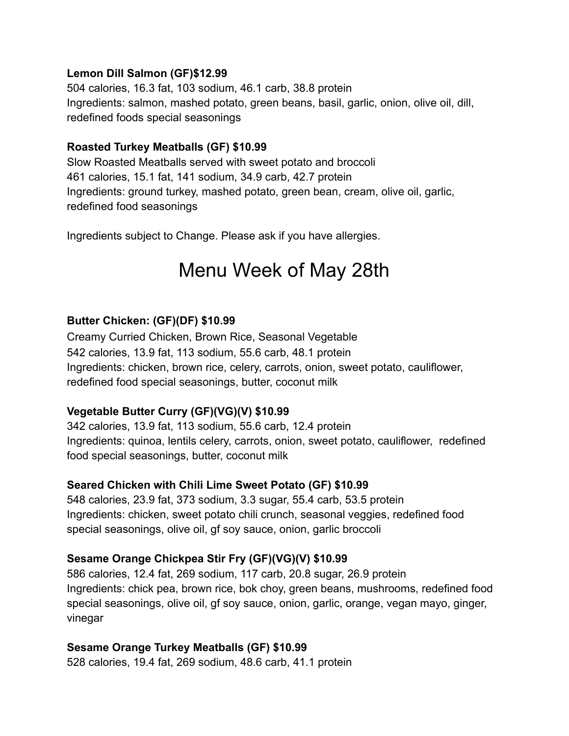**Lemon Dill Salmon (GF)$12.99**
504 calories, 16.3 fat, 103 sodium, 46.1 carb, 38.8 protein
Ingredients: salmon, mashed potato, green beans, basil, garlic, onion, olive oil, dill, redefined foods special seasonings

**Roasted Turkey Meatballs (GF) $10.99**
Slow Roasted Meatballs served with sweet potato and broccoli
461 calories, 15.1 fat, 141 sodium, 34.9 carb, 42.7 protein
Ingredients: ground turkey, mashed potato, green bean, cream, olive oil, garlic, redefined food seasonings

Ingredients subject to Change. Please ask if you have allergies.

# Menu Week of May 28th

**Butter Chicken: (GF)(DF) $10.99**
Creamy Curried Chicken, Brown Rice, Seasonal Vegetable
542 calories, 13.9 fat, 113 sodium, 55.6 carb, 48.1 protein
Ingredients: chicken, brown rice, celery, carrots, onion, sweet potato, cauliflower, redefined food special seasonings, butter, coconut milk

**Vegetable Butter Curry (GF)(VG)(V) $10.99**
342 calories, 13.9 fat, 113 sodium, 55.6 carb, 12.4 protein
Ingredients: quinoa, lentils celery, carrots, onion, sweet potato, cauliflower, redefined food special seasonings, butter, coconut milk

**Seared Chicken with Chili Lime Sweet Potato (GF) $10.99**
548 calories, 23.9 fat, 373 sodium, 3.3 sugar, 55.4 carb, 53.5 protein
Ingredients: chicken, sweet potato chili crunch, seasonal veggies, redefined food special seasonings, olive oil, gf soy sauce, onion, garlic broccoli

**Sesame Orange Chickpea Stir Fry (GF)(VG)(V) $10.99**
586 calories, 12.4 fat, 269 sodium, 117 carb, 20.8 sugar, 26.9 protein
Ingredients: chick pea, brown rice, bok choy, green beans, mushrooms, redefined food special seasonings, olive oil, gf soy sauce, onion, garlic, orange, vegan mayo, ginger, vinegar

**Sesame Orange Turkey Meatballs (GF) $10.99**
528 calories, 19.4 fat, 269 sodium, 48.6 carb, 41.1 protein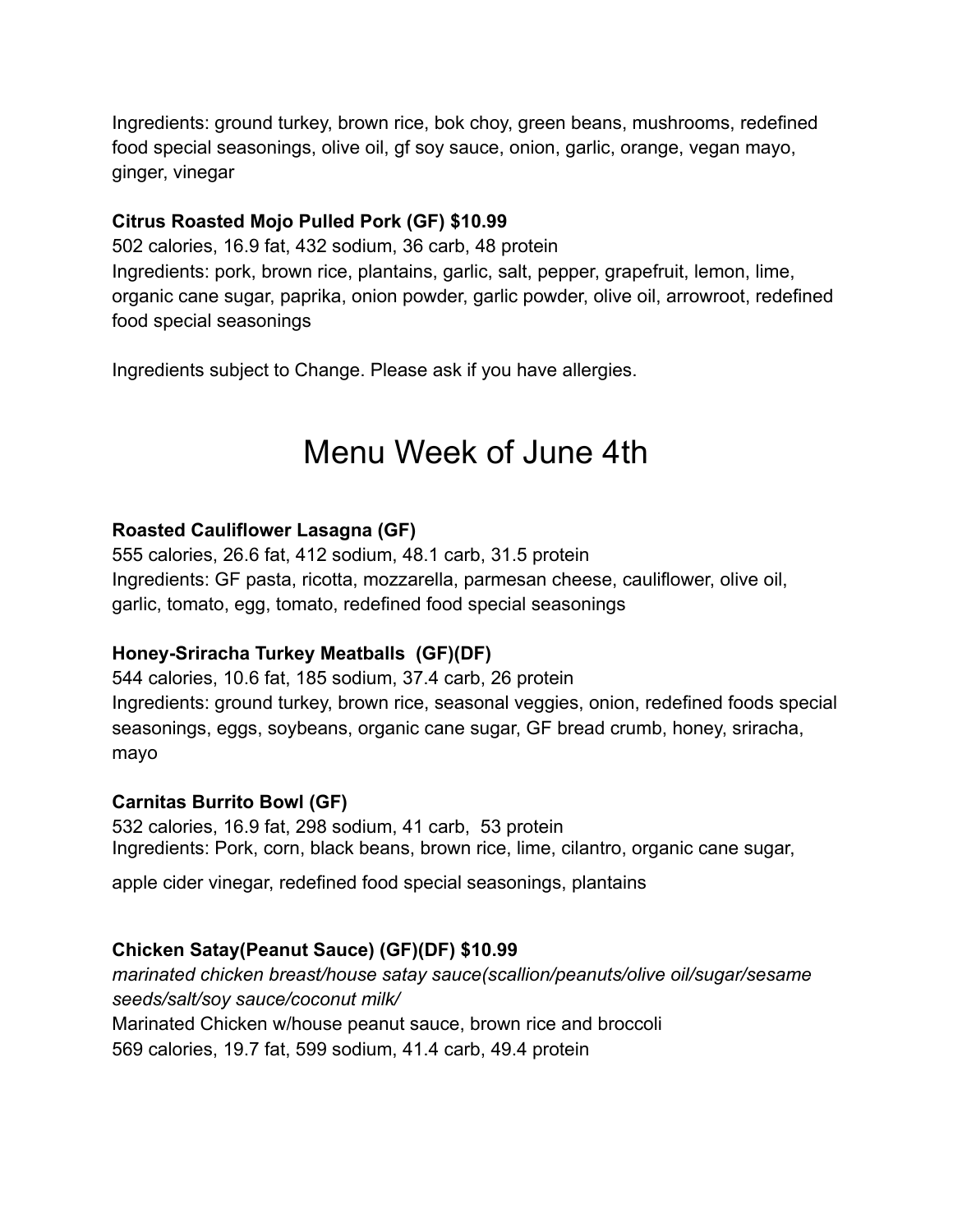Ingredients: ground turkey, brown rice, bok choy, green beans, mushrooms, redefined food special seasonings, olive oil, gf soy sauce, onion, garlic, orange, vegan mayo, ginger, vinegar

**Citrus Roasted Mojo Pulled Pork (GF) $10.99**
502 calories, 16.9 fat, 432 sodium, 36 carb, 48 protein
Ingredients: pork, brown rice, plantains, garlic, salt, pepper, grapefruit, lemon, lime, organic cane sugar, paprika, onion powder, garlic powder, olive oil, arrowroot, redefined food special seasonings

Ingredients subject to Change. Please ask if you have allergies.

# Menu Week of June 4th

**Roasted Cauliflower Lasagna (GF)**
555 calories, 26.6 fat, 412 sodium, 48.1 carb, 31.5 protein
Ingredients: GF pasta, ricotta, mozzarella, parmesan cheese, cauliflower, olive oil, garlic, tomato, egg, tomato, redefined food special seasonings

**Honey-Sriracha Turkey Meatballs (GF)(DF)**
544 calories, 10.6 fat, 185 sodium, 37.4 carb, 26 protein
Ingredients: ground turkey, brown rice, seasonal veggies, onion, redefined foods special seasonings, eggs, soybeans, organic cane sugar, GF bread crumb, honey, sriracha, mayo

**Carnitas Burrito Bowl (GF)**
532 calories, 16.9 fat, 298 sodium, 41 carb, 53 protein
Ingredients: Pork, corn, black beans, brown rice, lime, cilantro, organic cane sugar,

apple cider vinegar, redefined food special seasonings, plantains

**Chicken Satay(Peanut Sauce) (GF)(DF) $10.99**
*marinated chicken breast/house satay sauce(scallion/peanuts/olive oil/sugar/sesame seeds/salt/soy sauce/coconut milk/*
Marinated Chicken w/house peanut sauce, brown rice and broccoli
569 calories, 19.7 fat, 599 sodium, 41.4 carb, 49.4 protein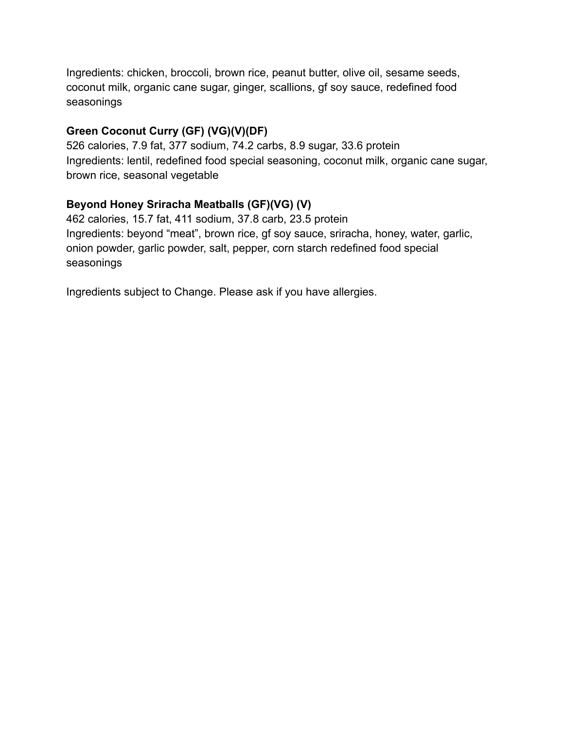Ingredients: chicken, broccoli, brown rice, peanut butter, olive oil, sesame seeds, coconut milk, organic cane sugar, ginger, scallions, gf soy sauce, redefined food seasonings

**Green Coconut Curry (GF) (VG)(V)(DF)**
526 calories, 7.9 fat, 377 sodium, 74.2 carbs, 8.9 sugar, 33.6 protein
Ingredients: lentil, redefined food special seasoning, coconut milk, organic cane sugar, brown rice, seasonal vegetable

**Beyond Honey Sriracha Meatballs (GF)(VG) (V)**
462 calories, 15.7 fat, 411 sodium, 37.8 carb, 23.5 protein
Ingredients: beyond "meat", brown rice, gf soy sauce, sriracha, honey, water, garlic, onion powder, garlic powder, salt, pepper, corn starch redefined food special seasonings

Ingredients subject to Change. Please ask if you have allergies.